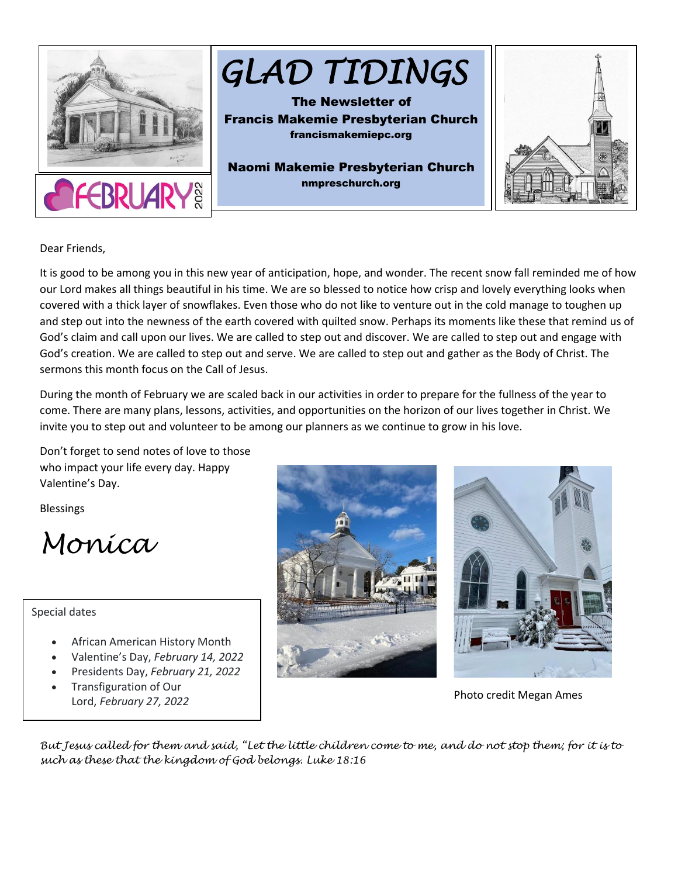FEBRUARY 2022

# GLAD TIDINGS

**The Newsletter of**
**Francis Makemie Presbyterian Church**
**francismakemiepc.org**

**Naomi Makemie Presbyterian Church**
**nmpreschurch.org**

Dear Friends,

It is good to be among you in this new year of anticipation, hope, and wonder. The recent snow fall reminded me of how our Lord makes all things beautiful in his time. We are so blessed to notice how crisp and lovely everything looks when covered with a thick layer of snowflakes. Even those who do not like to venture out in the cold manage to toughen up and step out into the newness of the earth covered with quilted snow. Perhaps its moments like these that remind us of God's claim and call upon our lives. We are called to step out and discover. We are called to step out and engage with God's creation. We are called to step out and serve. We are called to step out and gather as the Body of Christ. The sermons this month focus on the Call of Jesus.

During the month of February we are scaled back in our activities in order to prepare for the fullness of the year to come. There are many plans, lessons, activities, and opportunities on the horizon of our lives together in Christ. We invite you to step out and volunteer to be among our planners as we continue to grow in his love.

Don't forget to send notes of love to those who impact your life every day. Happy Valentine's Day.

Blessings

*Monica*

Special dates

- African American History Month
- Valentine's Day, *February 14, 2022*
- Presidents Day, *February 21, 2022*
- Transfiguration of Our Lord, *February 27, 2022*

Photo credit Megan Ames

*But Jesus called for them and said, "Let the little children come to me, and do not stop them; for it is to such as these that the kingdom of God belongs. Luke 18:16*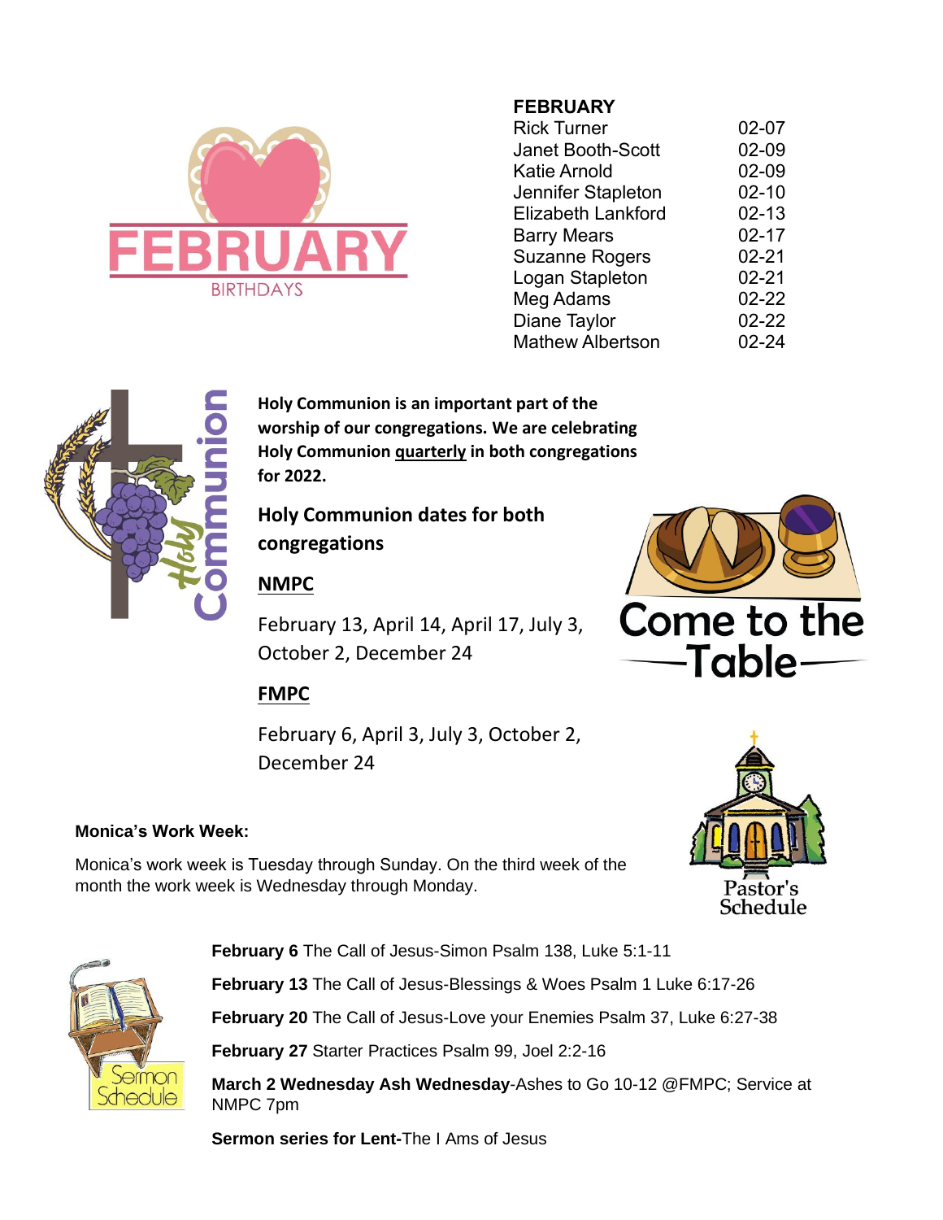## FEBRUARY BIRTHDAYS

### FEBRUARY

| Name | Date |
|---|---|
| Rick Turner | 02-07 |
| Janet Booth-Scott | 02-09 |
| Katie Arnold | 02-09 |
| Jennifer Stapleton | 02-10 |
| Elizabeth Lankford | 02-13 |
| Barry Mears | 02-17 |
| Suzanne Rogers | 02-21 |
| Logan Stapleton | 02-21 |
| Meg Adams | 02-22 |
| Diane Taylor | 02-22 |
| Mathew Albertson | 02-24 |

**Holy Communion is an important part of the worship of our congregations. We are celebrating Holy Communion quarterly in both congregations for 2022.**

### Holy Communion dates for both congregations

**NMPC**

February 13, April 14, April 17, July 3, October 2, December 24

**FMPC**

February 6, April 3, July 3, October 2, December 24

**Come to the Table**

**Monica's Work Week:**

Monica's work week is Tuesday through Sunday. On the third week of the month the work week is Wednesday through Monday.

**Pastor's Schedule**

**Sermon Schedule**

**February 6** The Call of Jesus-Simon Psalm 138, Luke 5:1-11

**February 13** The Call of Jesus-Blessings & Woes Psalm 1 Luke 6:17-26

**February 20** The Call of Jesus-Love your Enemies Psalm 37, Luke 6:27-38

**February 27** Starter Practices Psalm 99, Joel 2:2-16

**March 2 Wednesday Ash Wednesday**-Ashes to Go 10-12 @FMPC; Service at NMPC 7pm

**Sermon series for Lent-**The I Ams of Jesus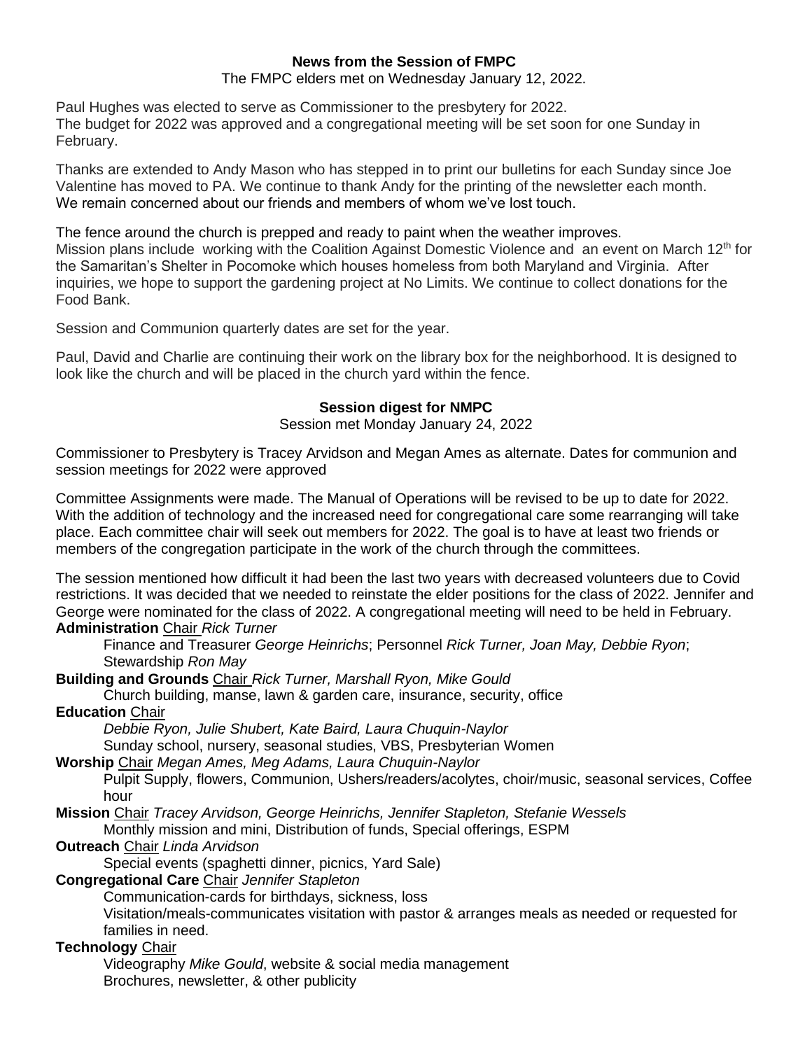**News from the Session of FMPC**

The FMPC elders met on Wednesday January 12, 2022.

Paul Hughes was elected to serve as Commissioner to the presbytery for 2022.
The budget for 2022 was approved and a congregational meeting will be set soon for one Sunday in February.

Thanks are extended to Andy Mason who has stepped in to print our bulletins for each Sunday since Joe Valentine has moved to PA. We continue to thank Andy for the printing of the newsletter each month.
We remain concerned about our friends and members of whom we've lost touch.

The fence around the church is prepped and ready to paint when the weather improves.
Mission plans include working with the Coalition Against Domestic Violence and an event on March 12th for the Samaritan's Shelter in Pocomoke which houses homeless from both Maryland and Virginia. After inquiries, we hope to support the gardening project at No Limits. We continue to collect donations for the Food Bank.

Session and Communion quarterly dates are set for the year.

Paul, David and Charlie are continuing their work on the library box for the neighborhood. It is designed to look like the church and will be placed in the church yard within the fence.

**Session digest for NMPC**

Session met Monday January 24, 2022

Commissioner to Presbytery is Tracey Arvidson and Megan Ames as alternate. Dates for communion and session meetings for 2022 were approved

Committee Assignments were made. The Manual of Operations will be revised to be up to date for 2022. With the addition of technology and the increased need for congregational care some rearranging will take place. Each committee chair will seek out members for 2022. The goal is to have at least two friends or members of the congregation participate in the work of the church through the committees.

The session mentioned how difficult it had been the last two years with decreased volunteers due to Covid restrictions. It was decided that we needed to reinstate the elder positions for the class of 2022. Jennifer and George were nominated for the class of 2022. A congregational meeting will need to be held in February.

**Administration** Chair *Rick Turner*
- Finance and Treasurer *George Heinrichs*; Personnel *Rick Turner, Joan May, Debbie Ryon*; Stewardship *Ron May*

**Building and Grounds** Chair *Rick Turner, Marshall Ryon, Mike Gould*
- Church building, manse, lawn & garden care, insurance, security, office

**Education** Chair
- *Debbie Ryon, Julie Shubert, Kate Baird, Laura Chuquin-Naylor*
- Sunday school, nursery, seasonal studies, VBS, Presbyterian Women

**Worship** Chair *Megan Ames, Meg Adams, Laura Chuquin-Naylor*
- Pulpit Supply, flowers, Communion, Ushers/readers/acolytes, choir/music, seasonal services, Coffee hour

**Mission** Chair *Tracey Arvidson, George Heinrichs, Jennifer Stapleton, Stefanie Wessels*
- Monthly mission and mini, Distribution of funds, Special offerings, ESPM

**Outreach** Chair *Linda Arvidson*
- Special events (spaghetti dinner, picnics, Yard Sale)

**Congregational Care** Chair *Jennifer Stapleton*
- Communication-cards for birthdays, sickness, loss
- Visitation/meals-communicates visitation with pastor & arranges meals as needed or requested for families in need.

**Technology** Chair
- Videography *Mike Gould*, website & social media management
- Brochures, newsletter, & other publicity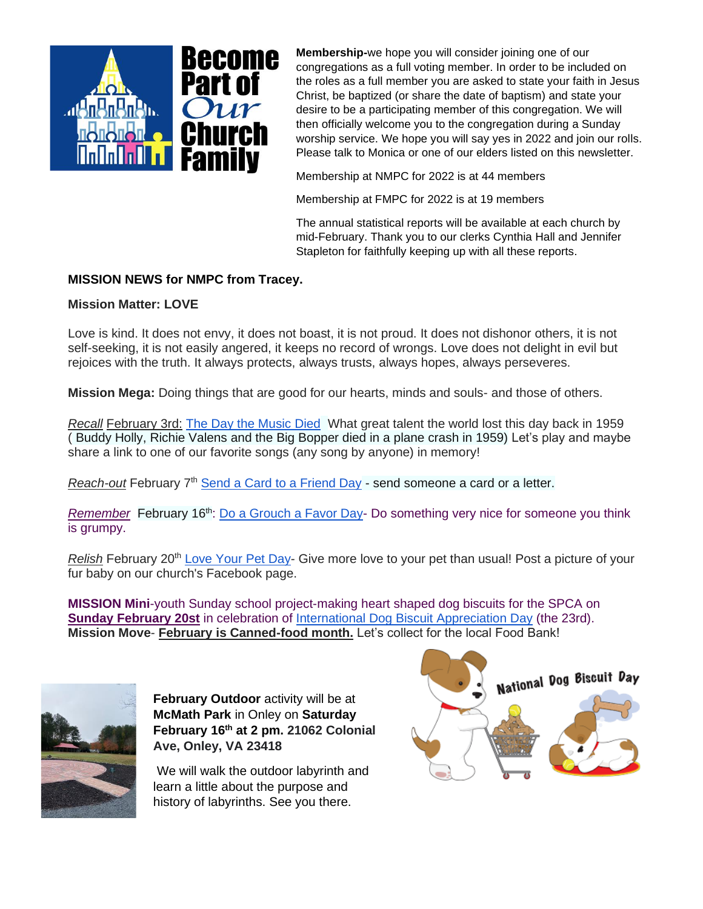**Become Part of Our Church Family**

**Membership-**we hope you will consider joining one of our congregations as a full voting member. In order to be included on the roles as a full member you are asked to state your faith in Jesus Christ, be baptized (or share the date of baptism) and state your desire to be a participating member of this congregation. We will then officially welcome you to the congregation during a Sunday worship service. We hope you will say yes in 2022 and join our rolls. Please talk to Monica or one of our elders listed on this newsletter.

Membership at NMPC for 2022 is at 44 members

Membership at FMPC for 2022 is at 19 members

The annual statistical reports will be available at each church by mid-February. Thank you to our clerks Cynthia Hall and Jennifer Stapleton for faithfully keeping up with all these reports.

**MISSION NEWS for NMPC from Tracey.**

**Mission Matter: LOVE**

Love is kind. It does not envy, it does not boast, it is not proud. It does not dishonor others, it is not self-seeking, it is not easily angered, it keeps no record of wrongs. Love does not delight in evil but rejoices with the truth. It always protects, always trusts, always hopes, always perseveres.

**Mission Mega:** Doing things that are good for our hearts, minds and souls- and those of others.

*Recall* February 3rd: The Day the Music Died What great talent the world lost this day back in 1959 ( Buddy Holly, Richie Valens and the Big Bopper died in a plane crash in 1959) Let's play and maybe share a link to one of our favorite songs (any song by anyone) in memory!

*Reach-out* February 7th Send a Card to a Friend Day - send someone a card or a letter.

*Remember* February 16th: Do a Grouch a Favor Day- Do something very nice for someone you think is grumpy.

*Relish* February 20th Love Your Pet Day- Give more love to your pet than usual! Post a picture of your fur baby on our church's Facebook page.

**MISSION Mini**-youth Sunday school project-making heart shaped dog biscuits for the SPCA on **Sunday February 20st** in celebration of International Dog Biscuit Appreciation Day (the 23rd).
**Mission Move**- **February is Canned-food month.** Let's collect for the local Food Bank!

**February Outdoor** activity will be at **McMath Park** in Onley on **Saturday February 16th at 2 pm. 21062 Colonial Ave, Onley, VA 23418**

We will walk the outdoor labyrinth and learn a little about the purpose and history of labyrinths. See you there.

National Dog Biscuit Day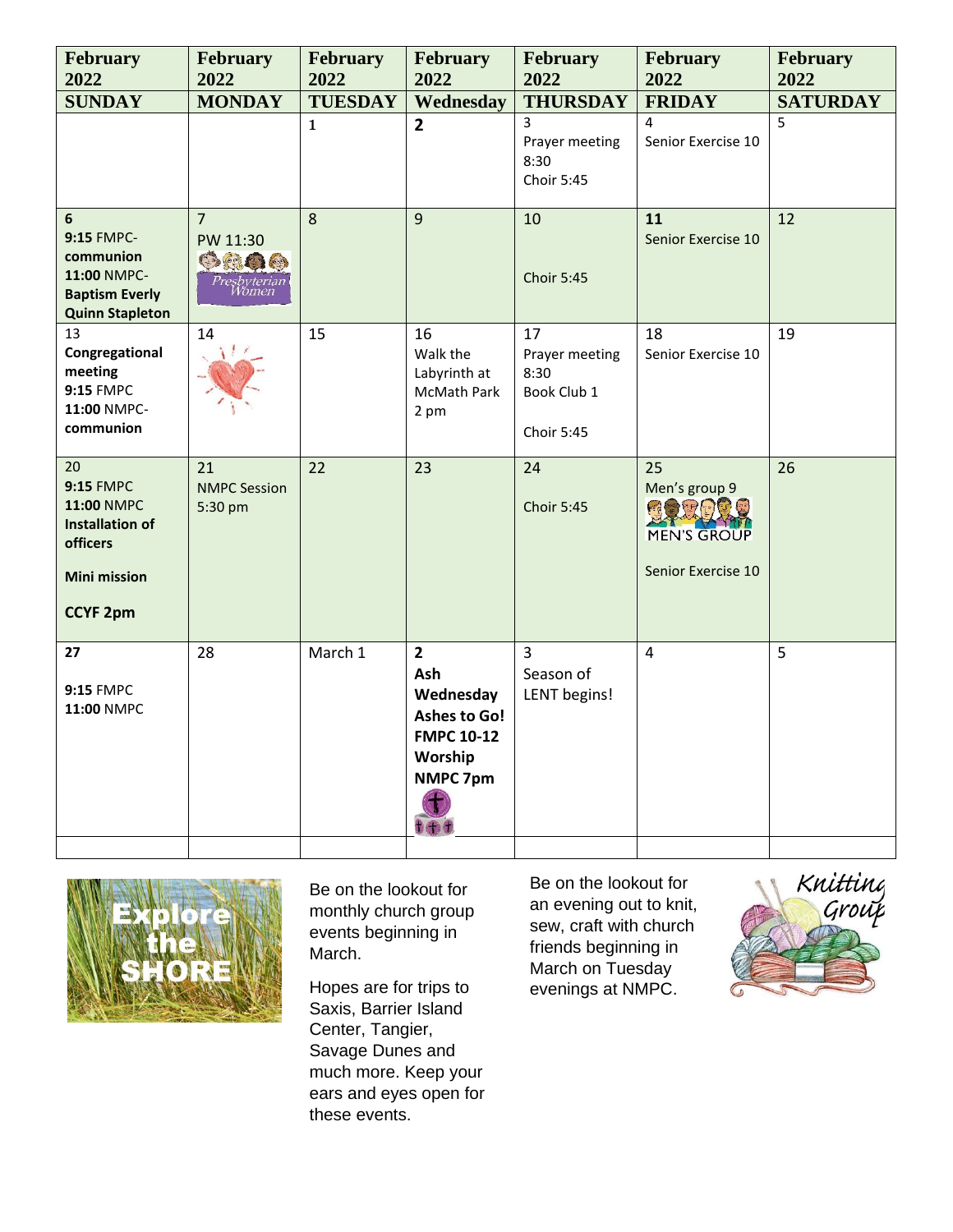| February 2022 SUNDAY | February 2022 MONDAY | February 2022 TUESDAY | February 2022 Wednesday | February 2022 THURSDAY | February 2022 FRIDAY | February 2022 SATURDAY |
|---|---|---|---|---|---|---|
| | | 1 | 2 | 3 Prayer meeting 8:30 Choir 5:45 | 4 Senior Exercise 10 | 5 |
| **6** **9:15** FMPC-**communion** **11:00** NMPC-**Baptism Everly Quinn Stapleton** | 7 PW 11:30 Presbyterian Women | 8 | 9 | 10 Choir 5:45 | **11** Senior Exercise 10 | 12 |
| 13 **Congregational meeting** **9:15** FMPC **11:00** NMPC-**communion** | 14 | 15 | 16 Walk the Labyrinth at McMath Park 2 pm | 17 Prayer meeting 8:30 Book Club 1 Choir 5:45 | 18 Senior Exercise 10 | 19 |
| 20 **9:15** FMPC **11:00** NMPC **Installation of officers** **Mini mission** **CCYF 2pm** | 21 NMPC Session 5:30 pm | 22 | 23 | 24 Choir 5:45 | 25 Men's group 9 MEN'S GROUP Senior Exercise 10 | 26 |
| **27** **9:15** FMPC **11:00** NMPC | 28 | March 1 | **2 Ash Wednesday Ashes to Go! FMPC 10-12 Worship NMPC 7pm** | 3 Season of LENT begins! | 4 | 5 |

Explore the SHORE

Be on the lookout for monthly church group events beginning in March.

Hopes are for trips to Saxis, Barrier Island Center, Tangier, Savage Dunes and much more. Keep your ears and eyes open for these events.

Be on the lookout for an evening out to knit, sew, craft with church friends beginning in March on Tuesday evenings at NMPC.

Knitting Group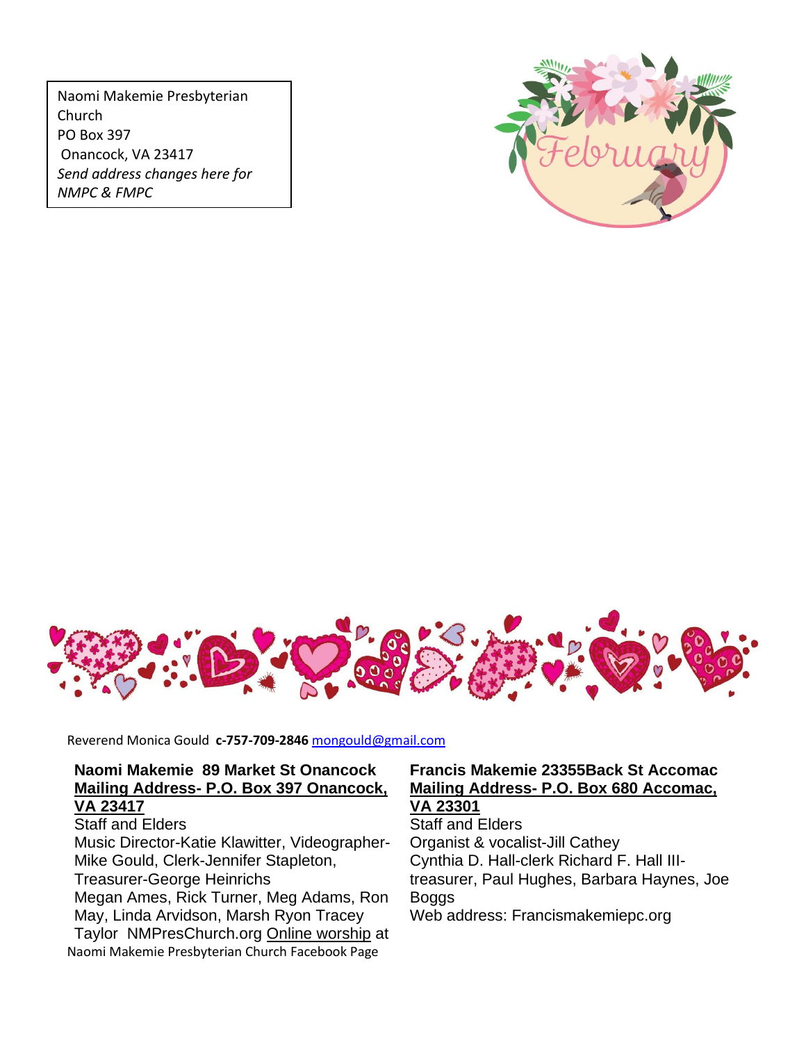Naomi Makemie Presbyterian Church
PO Box 397
Onancock, VA 23417
*Send address changes here for NMPC & FMPC*

Reverend Monica Gould **c-757-709-2846** mongould@gmail.com

**Naomi Makemie 89 Market St Onancock**
**Mailing Address- P.O. Box 397 Onancock, VA 23417**
Staff and Elders
Music Director-Katie Klawitter, Videographer-Mike Gould, Clerk-Jennifer Stapleton, Treasurer-George Heinrichs
Megan Ames, Rick Turner, Meg Adams, Ron May, Linda Arvidson, Marsh Ryon Tracey Taylor NMPresChurch.org Online worship at Naomi Makemie Presbyterian Church Facebook Page

**Francis Makemie 23355Back St Accomac**
**Mailing Address- P.O. Box 680 Accomac, VA 23301**
Staff and Elders
Organist & vocalist-Jill Cathey
Cynthia D. Hall-clerk Richard F. Hall III-treasurer, Paul Hughes, Barbara Haynes, Joe Boggs
Web address: Francismakemiepc.org